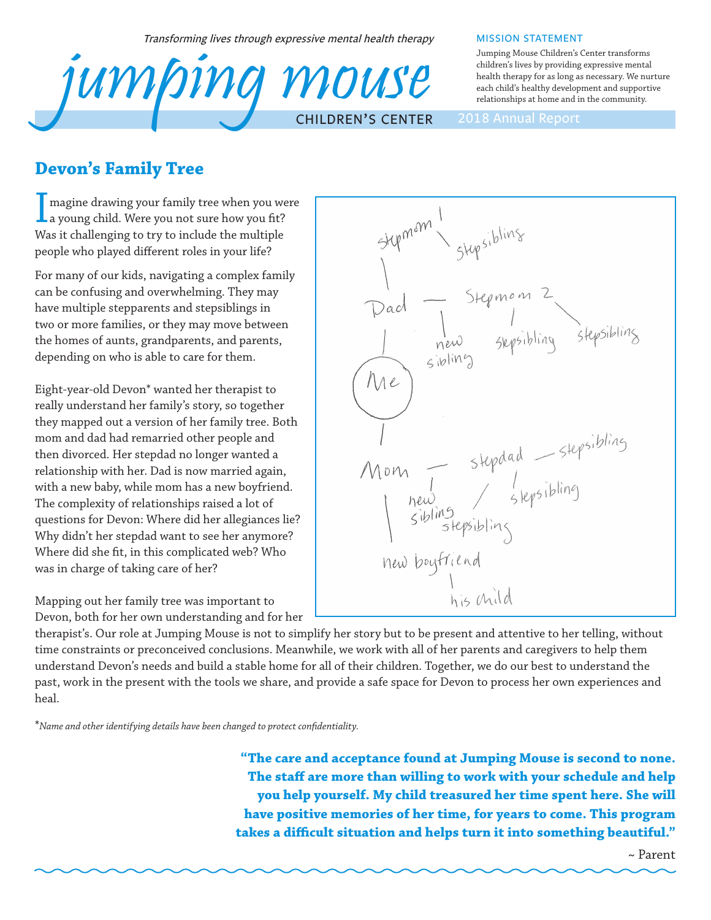*Transforming lives through expressive mental health therapy*

# jumping mouse

CHILDREN'S CENTER

**MISSION STATEMENT**

Jumping Mouse Children's Center transforms children's lives by providing expressive mental health therapy for as long as necessary. We nurture each child's healthy development and supportive relationships at home and in the community.

2018 Annual Report

## Devon's Family Tree

Imagine drawing your family tree when you were a young child. Were you not sure how you fit? Was it challenging to try to include the multiple people who played different roles in your life?

For many of our kids, navigating a complex family can be confusing and overwhelming. They may have multiple stepparents and stepsiblings in two or more families, or they may move between the homes of aunts, grandparents, and parents, depending on who is able to care for them.

Eight-year-old Devon* wanted her therapist to really understand her family's story, so together they mapped out a version of her family tree. Both mom and dad had remarried other people and then divorced. Her stepdad no longer wanted a relationship with her. Dad is now married again, with a new baby, while mom has a new boyfriend. The complexity of relationships raised a lot of questions for Devon: Where did her allegiances lie? Why didn't her stepdad want to see her anymore? Where did she fit, in this complicated web? Who was in charge of taking care of her?

stepmom — stepsiblings
Dad — Stepmom 2 — stepsibling — stepsiblings
new sibling
Me
Mom — stepdad — stepsiblings
new sibling — stepsibling — stepsibling
new boyfriend
his child

Mapping out her family tree was important to Devon, both for her own understanding and for her therapist's. Our role at Jumping Mouse is not to simplify her story but to be present and attentive to her telling, without time constraints or preconceived conclusions. Meanwhile, we work with all of her parents and caregivers to help them understand Devon's needs and build a stable home for all of their children. Together, we do our best to understand the past, work in the present with the tools we share, and provide a safe space for Devon to process her own experiences and heal.

*\*Name and other identifying details have been changed to protect confidentiality.*

**"The care and acceptance found at Jumping Mouse is second to none. The staff are more than willing to work with your schedule and help you help yourself. My child treasured her time spent here. She will have positive memories of her time, for years to come. This program takes a difficult situation and helps turn it into something beautiful."**

~ Parent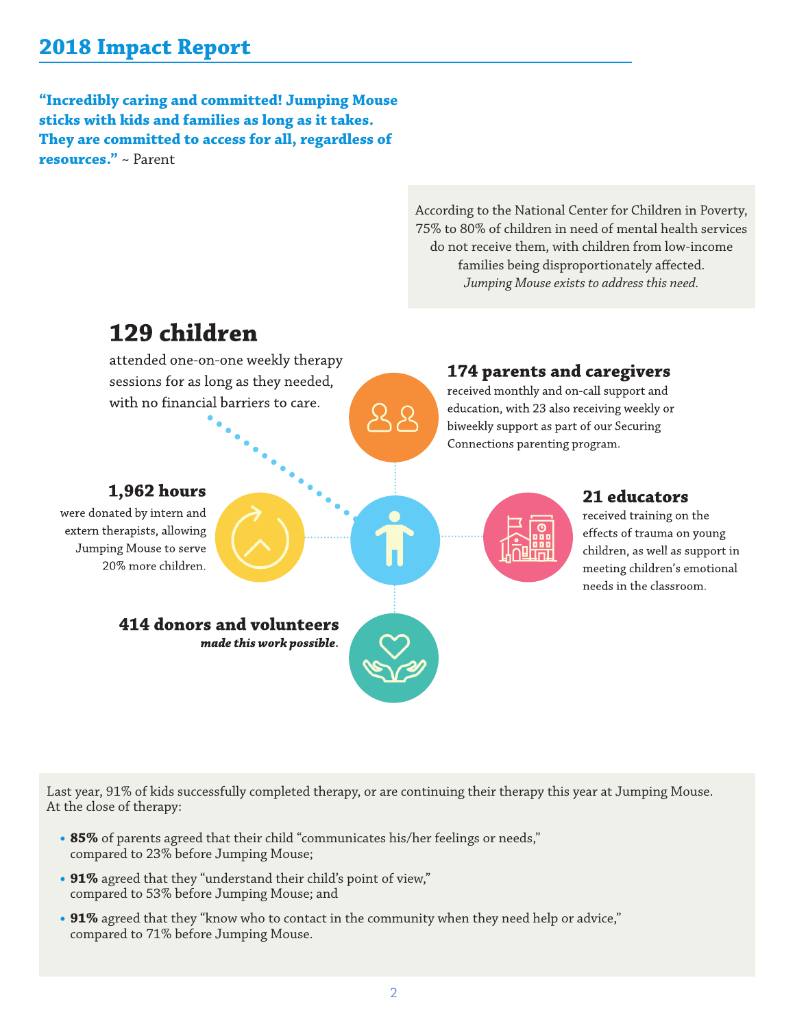# 2018 Impact Report

**"Incredibly caring and committed! Jumping Mouse sticks with kids and families as long as it takes. They are committed to access for all, regardless of resources."** ~ Parent

According to the National Center for Children in Poverty, 75% to 80% of children in need of mental health services do not receive them, with children from low-income families being disproportionately affected. *Jumping Mouse exists to address this need.*

## 129 children

attended one-on-one weekly therapy sessions for as long as they needed, with no financial barriers to care.

### 174 parents and caregivers

received monthly and on-call support and education, with 23 also receiving weekly or biweekly support as part of our Securing Connections parenting program.

### 1,962 hours

were donated by intern and extern therapists, allowing Jumping Mouse to serve 20% more children.

### 21 educators

received training on the effects of trauma on young children, as well as support in meeting children's emotional needs in the classroom.

### 414 donors and volunteers

***made this work possible.***

Last year, 91% of kids successfully completed therapy, or are continuing their therapy this year at Jumping Mouse. At the close of therapy:

- **85%** of parents agreed that their child "communicates his/her feelings or needs," compared to 23% before Jumping Mouse;
- **91%** agreed that they "understand their child's point of view," compared to 53% before Jumping Mouse; and
- **91%** agreed that they "know who to contact in the community when they need help or advice," compared to 71% before Jumping Mouse.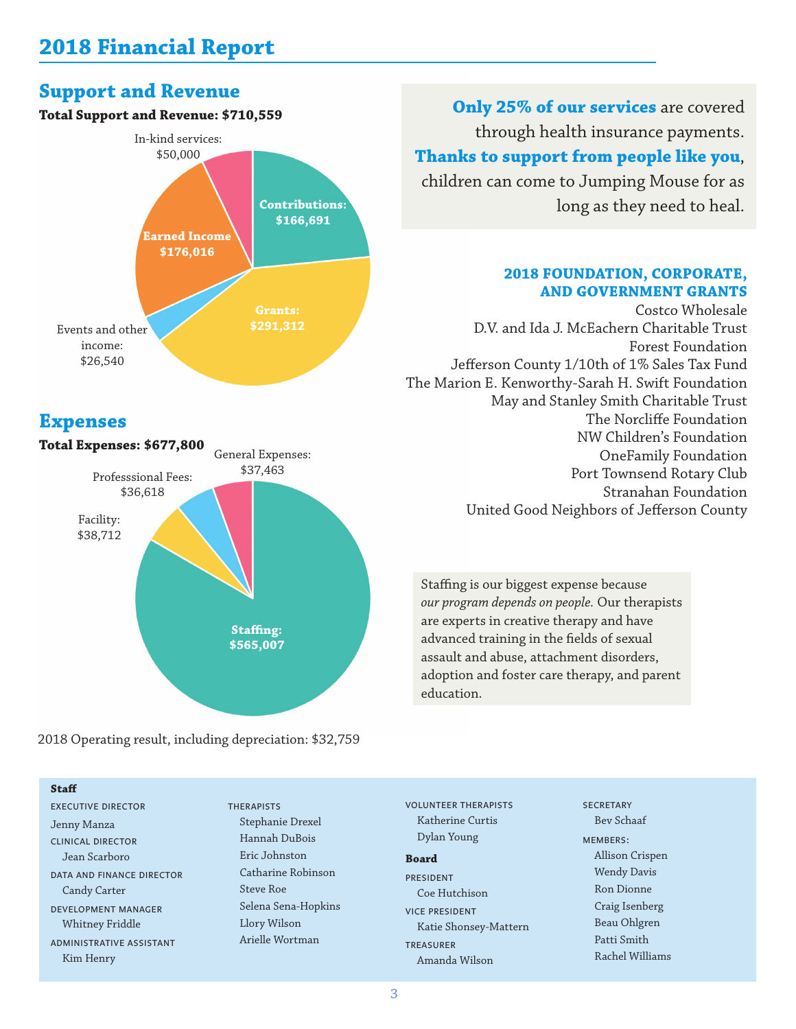# 2018 Financial Report

## Support and Revenue

**Total Support and Revenue: $710,559**

- In-kind services: $50,000
- **Contributions: $166,691**
- **Earned Income $176,016**
- **Grants: $291,312**
- Events and other income: $26,540

## Expenses

**Total Expenses: $677,800**

- General Expenses: $37,463
- Professsional Fees: $36,618
- Facility: $38,712
- **Staffing: $565,007**

2018 Operating result, including depreciation: $32,759

**Only 25% of our services** are covered through health insurance payments. **Thanks to support from people like you**, children can come to Jumping Mouse for as long as they need to heal.

### 2018 FOUNDATION, CORPORATE, AND GOVERNMENT GRANTS

Costco Wholesale
D.V. and Ida J. McEachern Charitable Trust
Forest Foundation
Jefferson County 1/10th of 1% Sales Tax Fund
The Marion E. Kenworthy-Sarah H. Swift Foundation
May and Stanley Smith Charitable Trust
The Norcliffe Foundation
NW Children's Foundation
OneFamily Foundation
Port Townsend Rotary Club
Stranahan Foundation
United Good Neighbors of Jefferson County

Staffing is our biggest expense because *our program depends on people.* Our therapists are experts in creative therapy and have advanced training in the fields of sexual assault and abuse, attachment disorders, adoption and foster care therapy, and parent education.

**Staff**

EXECUTIVE DIRECTOR
Jenny Manza

CLINICAL DIRECTOR
Jean Scarboro

DATA AND FINANCE DIRECTOR
Candy Carter

DEVELOPMENT MANAGER
Whitney Friddle

ADMINISTRATIVE ASSISTANT
Kim Henry

THERAPISTS
Stephanie Drexel
Hannah DuBois
Eric Johnston
Catharine Robinson
Steve Roe
Selena Sena-Hopkins
Llory Wilson
Arielle Wortman

VOLUNTEER THERAPISTS
Katherine Curtis
Dylan Young

**Board**

PRESIDENT
Coe Hutchison

VICE PRESIDENT
Katie Shonsey-Mattern

TREASURER
Amanda Wilson

SECRETARY
Bev Schaaf

MEMBERS:
Allison Crispen
Wendy Davis
Ron Dionne
Craig Isenberg
Beau Ohlgren
Patti Smith
Rachel Williams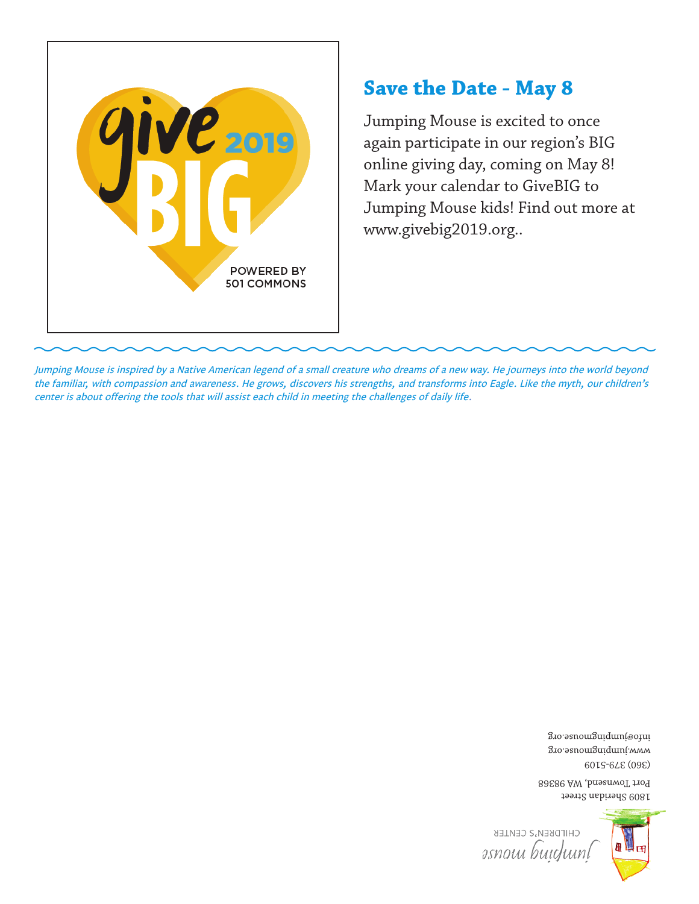give 2019 BIG

POWERED BY
501 COMMONS

## Save the Date - May 8

Jumping Mouse is excited to once again participate in our region's BIG online giving day, coming on May 8! Mark your calendar to GiveBIG to Jumping Mouse kids! Find out more at www.givebig2019.org..

*Jumping Mouse is inspired by a Native American legend of a small creature who dreams of a new way. He journeys into the world beyond the familiar, with compassion and awareness. He grows, discovers his strengths, and transforms into Eagle. Like the myth, our children's center is about offering the tools that will assist each child in meeting the challenges of daily life.*

jumping mouse
CHILDREN'S CENTER

1809 Sheridan Street
Port Townsend, WA 98368
(360) 379-5109
www.jumpingmouse.org
info@jumpingmouse.org